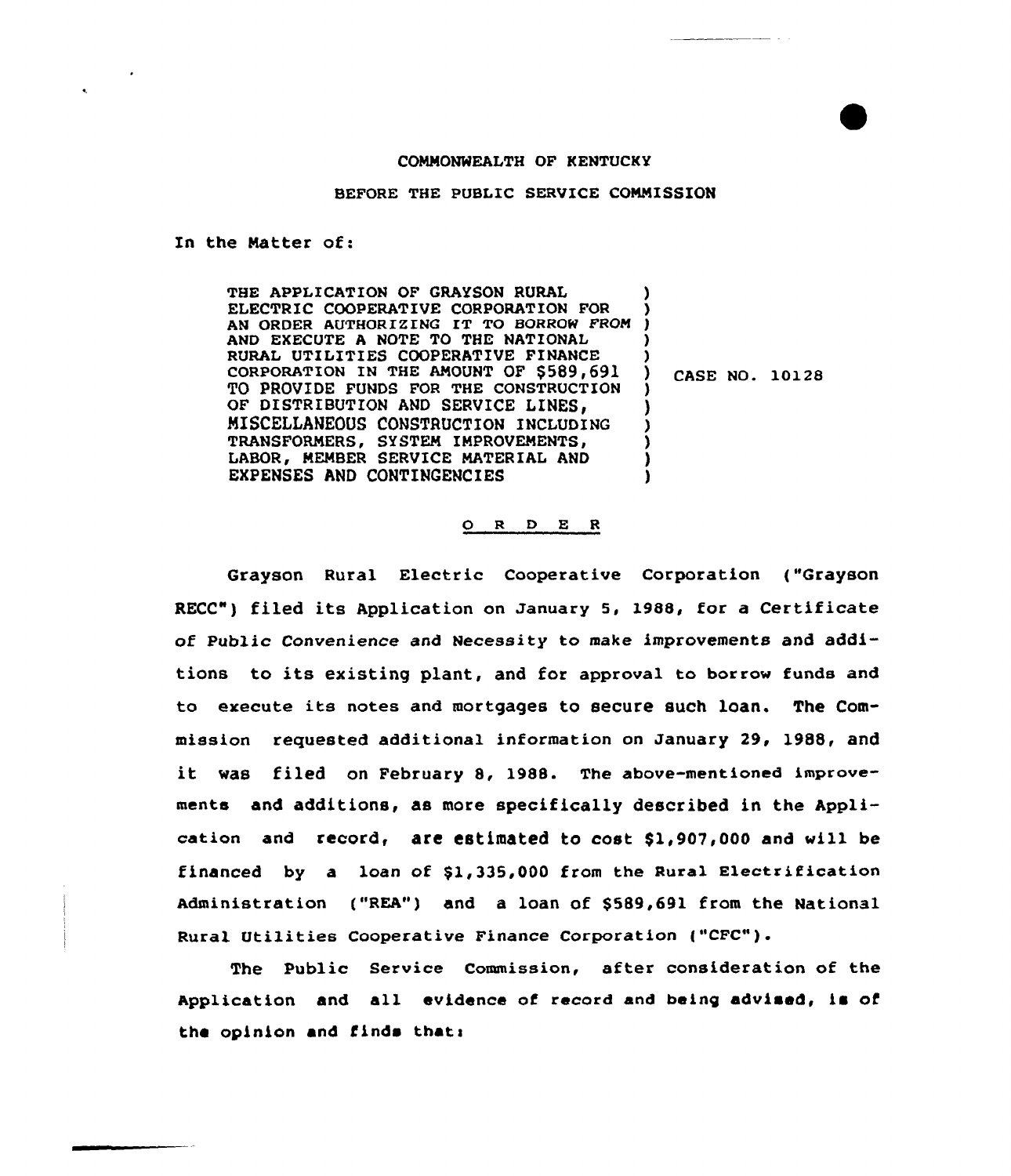COMMONWEALTH OF KENTUCKY

BEFORE THE PUBLIC SERVICE COMMISSION

In the Matter of:

THE APPLICATION OF GRAYSON RURAL ELECTRIC COOPERATIVE CORPORATION FOR AN ORDER AUTHORIZING IT TO BORROW FROM AND EXECUTE A NOTE TO THE NATIONAL RURAL UTILITIES COOPERATIVE FINANCE CORPORATION IN THE AMOUNT OF $589,691 TO PROVIDE FUNDS FOR THE CONSTRUCTION OF DISTRIBUTION AND SERVICE LINES, MISCELLANEOUS CONSTRUCTION INCLUDING TRANSFORMERS, SYSTEM IMPROVEMENTS, LABOR, MEMBER SERVICE MATERIAL AND EXPENSES AND CONTINGENCIES

CASE NO. 10128

O R D E R

Grayson Rural Electric Cooperative Corporation ("Grayson RECC") filed its Application on January 5, 1988, for a Certificate of Public Convenience and Necessity to make improvements and additions to its existing plant, and for approval to borrow funds and to execute its notes and mortgages to secure such loan. The Commission requested additional information on January 29, 1988, and it was filed on February 8, 1988. The above-mentioned improvements and additions, as more specifically described in the Application and record, are estimated to cost $1,907,000 and will be financed by a loan of $1,335,000 from the Rural Electrification Administration ("REA") and a loan of $589,691 from the National Rural Utilities Cooperative Finance Corporation ("CFC").

The Public Service Commission, after consideration of the Application and all evidence of record and being advised, is of the opinion and finds that: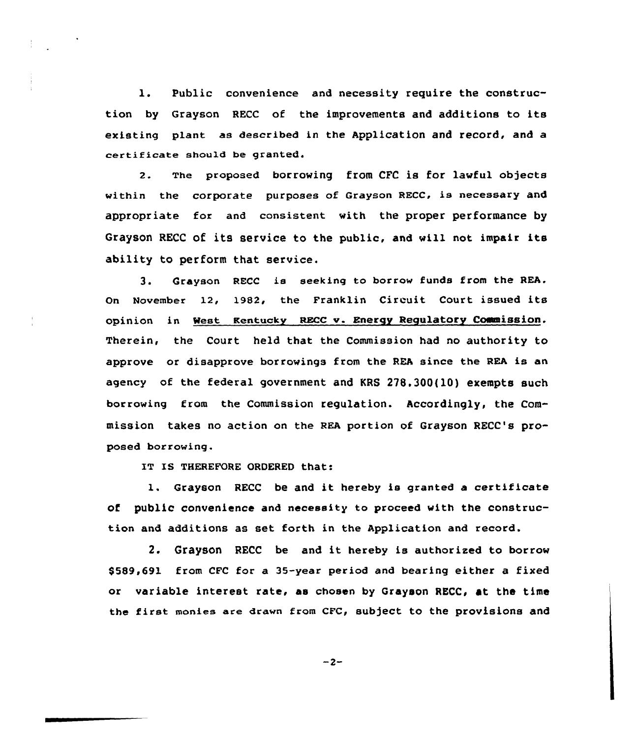1. Public convenience and necessity require the construction by Grayson RECC of the improvements and additions to its existing plant as described in the Application and record, and a certificate should be granted.

2. The proposed borrowing from CFC is for lawful objects within the corporate purposes of Grayson RECC, is necessary and appropriate for and consistent with the proper performance by Grayson RECC of its service to the public, and will not impair its ability to perform that service.

3. Grayson RECC is seeking to borrow funds from the REA. On November 12, 1982, the Franklin Circuit Court issued its opinion in West Kentucky RECC v. Energy Regulatory Commission. Therein, the Court held that the Commission had no authority to approve or disapprove borrowings from the REA since the REA is an agency of the federal government and KRS 278.300(10) exempts such borrowing from the Commission regulation. Accordingly, the Commission takes no action on the REA portion of Grayson RECC's proposed borrowing.

IT IS THEREFORE ORDERED that:

1. Grayson RECC be and it hereby is granted a certificate of public convenience and necessity to proceed with the construction and additions as set forth in the Application and record.

2. Grayson RECC be and it hereby is authorized to borrow $589,691 from CFC for a 35-year period and bearing either a fixed or variable interest rate, as chosen by Grayson RECC, at the time the first monies are drawn from CFC, subject to the provisions and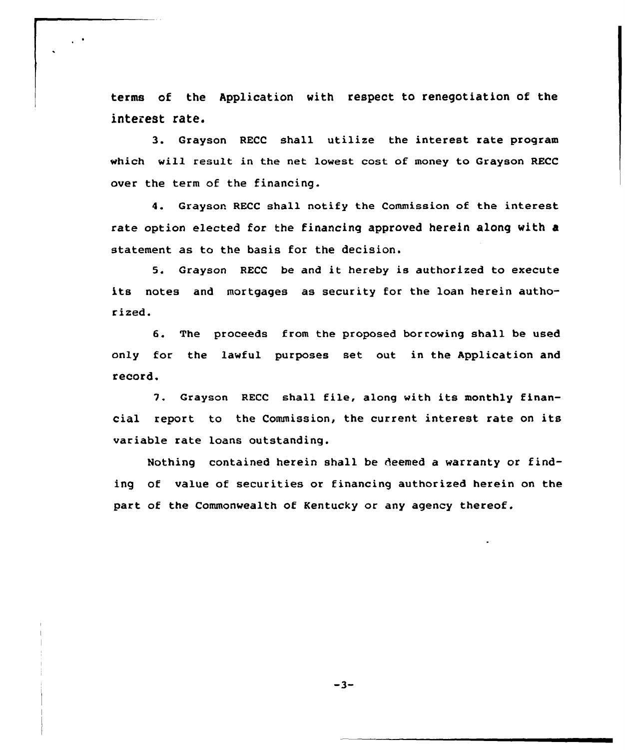terms of the Application with respect to renegotiation of the interest rate.

3. Grayson RECC shall utilize the interest rate program which will result in the net lowest cost of money to Grayson RECC over the term of the financing.

4. Grayson RECC shall notify the Commission of the interest rate option elected for the financing approved herein along with a statement as to the basis for the decision.

5. Grayson RECC be and it hereby is authorized to execute its notes and mortgages as security for the loan herein authorized.

6. The proceeds from the proposed borrowing shall be used only for the lawful purposes set out in the Application and record.

7. Grayson RECC shall file, along with its monthly financial report to the Commission, the current interest rate on its variable rate loans outstanding.

Nothing contained herein shall be deemed a warranty or finding of value of securities or financing authorized herein on the part of the Commonwealth of Kentucky or any agency thereof.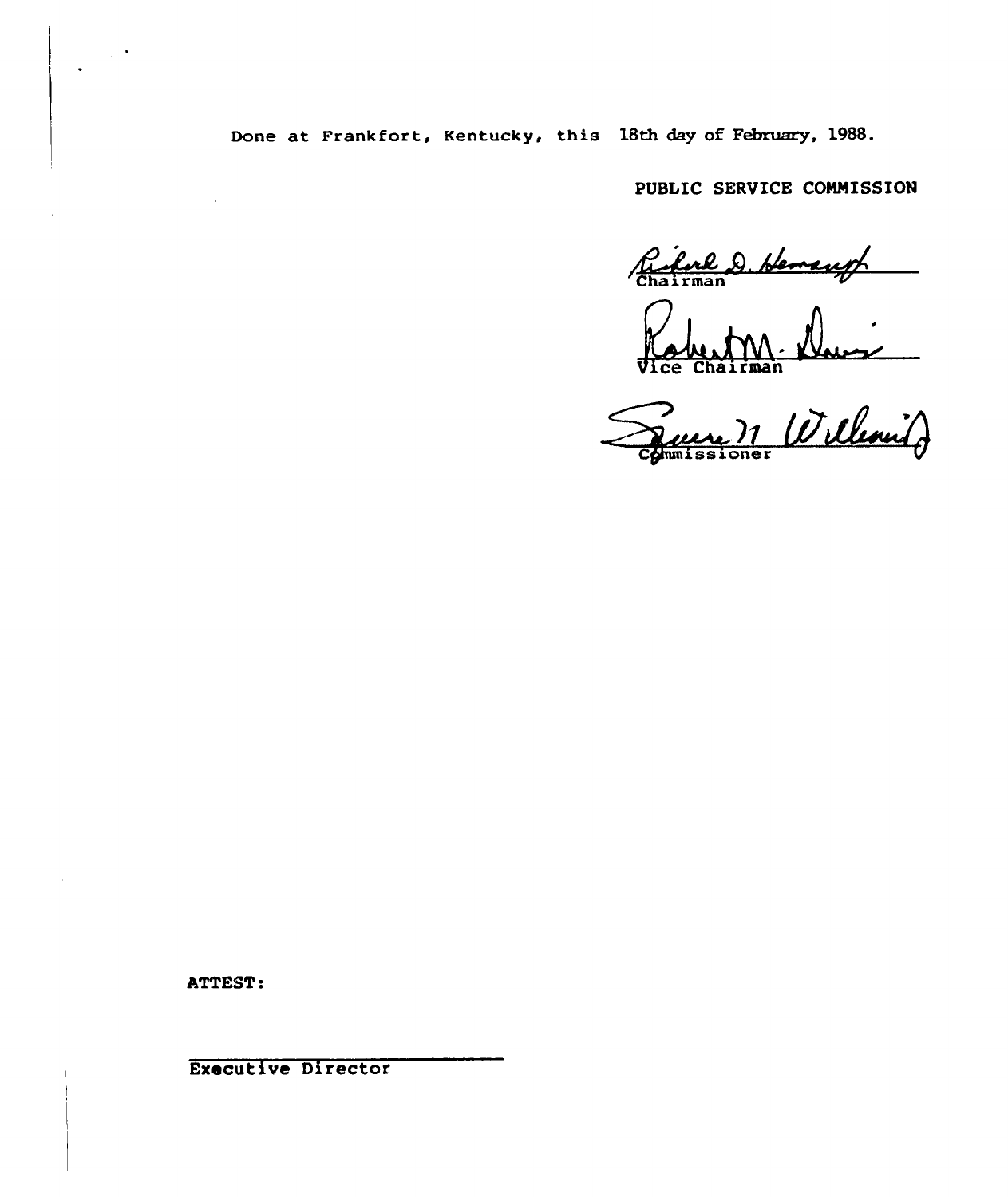Done at Frankfort, Kentucky, this 18th day of February, 1988.

PUBLIC SERVICE COMMISSION

Chairman

Vice Chairman

Commissioner

ATTEST:

Executive Director